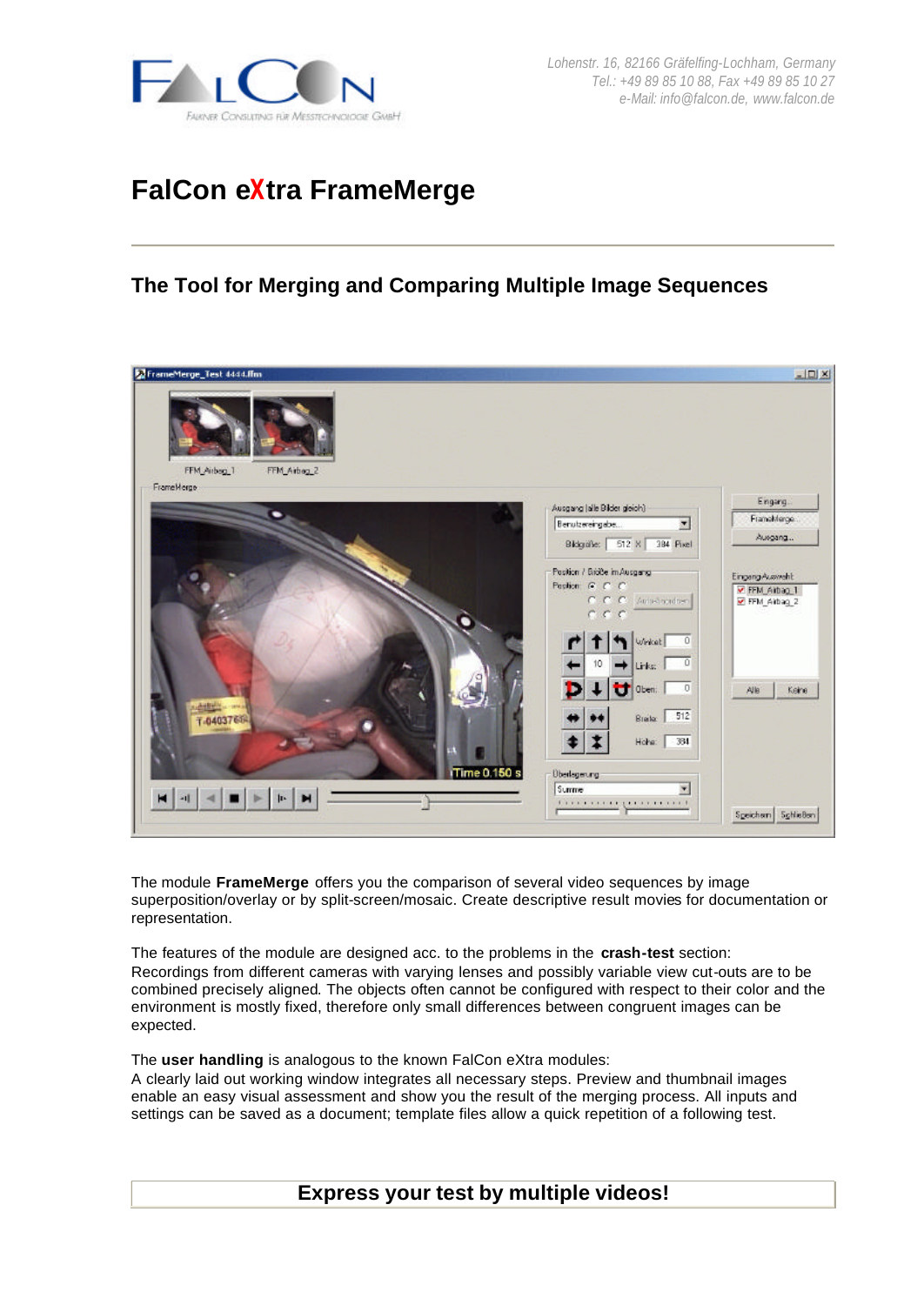Lohenstr. 16, 82166 Gräfelfing-Lochham, Germany
Tel.: +49 89 85 10 88, Fax +49 89 85 10 27
e-Mail: info@falcon.de, www.falcon.de

# FalCon eXtra FrameMerge

## The Tool for Merging and Comparing Multiple Image Sequences

The module **FrameMerge** offers you the comparison of several video sequences by image superposition/overlay or by split-screen/mosaic. Create descriptive result movies for documentation or representation.

The features of the module are designed acc. to the problems in the **crash-test** section: Recordings from different cameras with varying lenses and possibly variable view cut-outs are to be combined precisely aligned. The objects often cannot be configured with respect to their color and the environment is mostly fixed, therefore only small differences between congruent images can be expected.

The **user handling** is analogous to the known FalCon eXtra modules:
A clearly laid out working window integrates all necessary steps. Preview and thumbnail images enable an easy visual assessment and show you the result of the merging process. All inputs and settings can be saved as a document; template files allow a quick repetition of a following test.

**Express your test by multiple videos!**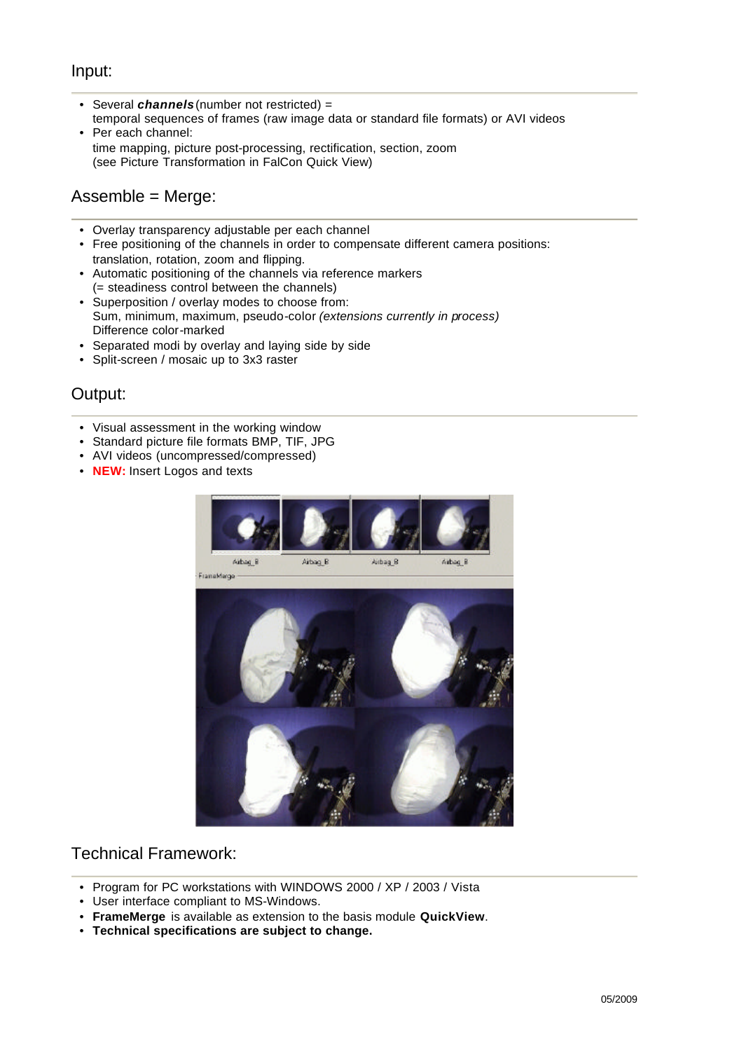## Input:

- Several ***channels*** (number not restricted) =
  temporal sequences of frames (raw image data or standard file formats) or AVI videos
- Per each channel:
  time mapping, picture post-processing, rectification, section, zoom
  (see Picture Transformation in FalCon Quick View)

## Assemble = Merge:

- Overlay transparency adjustable per each channel
- Free positioning of the channels in order to compensate different camera positions:
  translation, rotation, zoom and flipping.
- Automatic positioning of the channels via reference markers
  (= steadiness control between the channels)
- Superposition / overlay modes to choose from:
  Sum, minimum, maximum, pseudo-color *(extensions currently in process)*
  Difference color-marked
- Separated modi by overlay and laying side by side
- Split-screen / mosaic up to 3x3 raster

## Output:

- Visual assessment in the working window
- Standard picture file formats BMP, TIF, JPG
- AVI videos (uncompressed/compressed)
- **NEW:** Insert Logos and texts

## Technical Framework:

- Program for PC workstations with WINDOWS 2000 / XP / 2003 / Vista
- User interface compliant to MS-Windows.
- **FrameMerge** is available as extension to the basis module **QuickView**.
- **Technical specifications are subject to change.**

05/2009